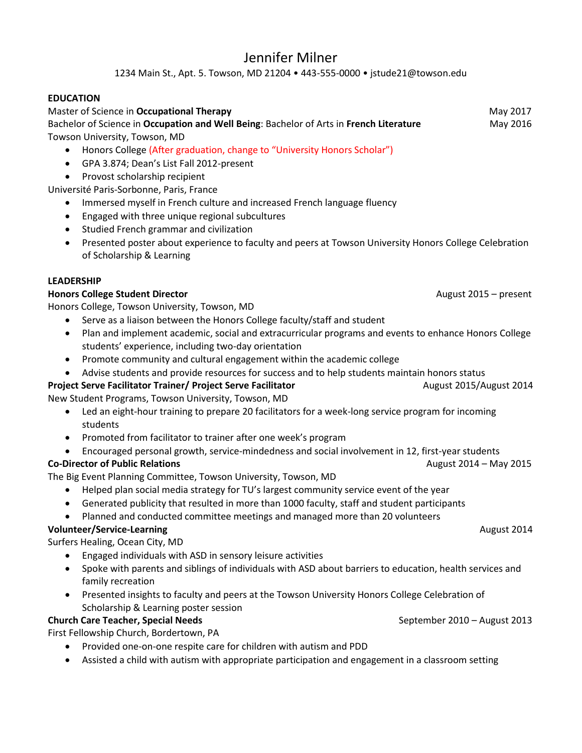# Jennifer Milner

1234 Main St., Apt. 5. Towson, MD 21204 • 443-555-0000 • jstude21@towson.edu

## EDUCATION

Master of Science in **Occupational Therapy** May 2017

Bachelor of Science in **Occupation and Well Being**: Bachelor of Arts in **French Literature** May 2016

Towson University, Towson, MD

- Honors College (After graduation, change to "University Honors Scholar")
- GPA 3.874; Dean's List Fall 2012-present
- Provost scholarship recipient

Université Paris-Sorbonne, Paris, France

- Immersed myself in French culture and increased French language fluency
- Engaged with three unique regional subcultures
- Studied French grammar and civilization
- Presented poster about experience to faculty and peers at Towson University Honors College Celebration of Scholarship & Learning

## LEADERSHIP

**Honors College Student Director** August 2015 – present

Honors College, Towson University, Towson, MD

- Serve as a liaison between the Honors College faculty/staff and student
- Plan and implement academic, social and extracurricular programs and events to enhance Honors College students' experience, including two-day orientation
- Promote community and cultural engagement within the academic college
- Advise students and provide resources for success and to help students maintain honors status

**Project Serve Facilitator Trainer/ Project Serve Facilitator** August 2015/August 2014

New Student Programs, Towson University, Towson, MD

- Led an eight-hour training to prepare 20 facilitators for a week-long service program for incoming students
- Promoted from facilitator to trainer after one week's program
- Encouraged personal growth, service-mindedness and social involvement in 12, first-year students

**Co-Director of Public Relations** August 2014 – May 2015

The Big Event Planning Committee, Towson University, Towson, MD

- Helped plan social media strategy for TU's largest community service event of the year
- Generated publicity that resulted in more than 1000 faculty, staff and student participants
- Planned and conducted committee meetings and managed more than 20 volunteers

**Volunteer/Service-Learning** August 2014

Surfers Healing, Ocean City, MD

- Engaged individuals with ASD in sensory leisure activities
- Spoke with parents and siblings of individuals with ASD about barriers to education, health services and family recreation
- Presented insights to faculty and peers at the Towson University Honors College Celebration of Scholarship & Learning poster session

**Church Care Teacher, Special Needs** September 2010 – August 2013

First Fellowship Church, Bordertown, PA

- Provided one-on-one respite care for children with autism and PDD
- Assisted a child with autism with appropriate participation and engagement in a classroom setting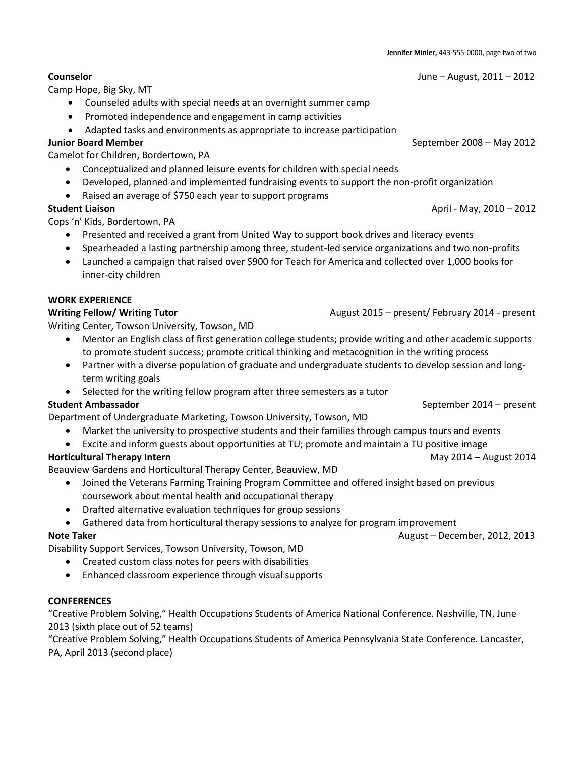**Counselor** June – August, 2011 – 2012

Camp Hope, Big Sky, MT

- Counseled adults with special needs at an overnight summer camp
- Promoted independence and engagement in camp activities
- Adapted tasks and environments as appropriate to increase participation

**Junior Board Member** September 2008 – May 2012

Camelot for Children, Bordertown, PA

- Conceptualized and planned leisure events for children with special needs
- Developed, planned and implemented fundraising events to support the non-profit organization
- Raised an average of $750 each year to support programs

**Student Liaison** April - May, 2010 – 2012

Cops 'n' Kids, Bordertown, PA

- Presented and received a grant from United Way to support book drives and literacy events
- Spearheaded a lasting partnership among three, student-led service organizations and two non-profits
- Launched a campaign that raised over $900 for Teach for America and collected over 1,000 books for inner-city children

## WORK EXPERIENCE

**Writing Fellow/ Writing Tutor** August 2015 – present/ February 2014 - present

Writing Center, Towson University, Towson, MD

- Mentor an English class of first generation college students; provide writing and other academic supports to promote student success; promote critical thinking and metacognition in the writing process
- Partner with a diverse population of graduate and undergraduate students to develop session and long-term writing goals
- Selected for the writing fellow program after three semesters as a tutor

**Student Ambassador** September 2014 – present

Department of Undergraduate Marketing, Towson University, Towson, MD

- Market the university to prospective students and their families through campus tours and events
- Excite and inform guests about opportunities at TU; promote and maintain a TU positive image

**Horticultural Therapy Intern** May 2014 – August 2014

Beauview Gardens and Horticultural Therapy Center, Beauview, MD

- Joined the Veterans Farming Training Program Committee and offered insight based on previous coursework about mental health and occupational therapy
- Drafted alternative evaluation techniques for group sessions
- Gathered data from horticultural therapy sessions to analyze for program improvement

**Note Taker** August – December, 2012, 2013

Disability Support Services, Towson University, Towson, MD

- Created custom class notes for peers with disabilities
- Enhanced classroom experience through visual supports

## CONFERENCES

"Creative Problem Solving," Health Occupations Students of America National Conference. Nashville, TN, June 2013 (sixth place out of 52 teams)

"Creative Problem Solving," Health Occupations Students of America Pennsylvania State Conference. Lancaster, PA, April 2013 (second place)